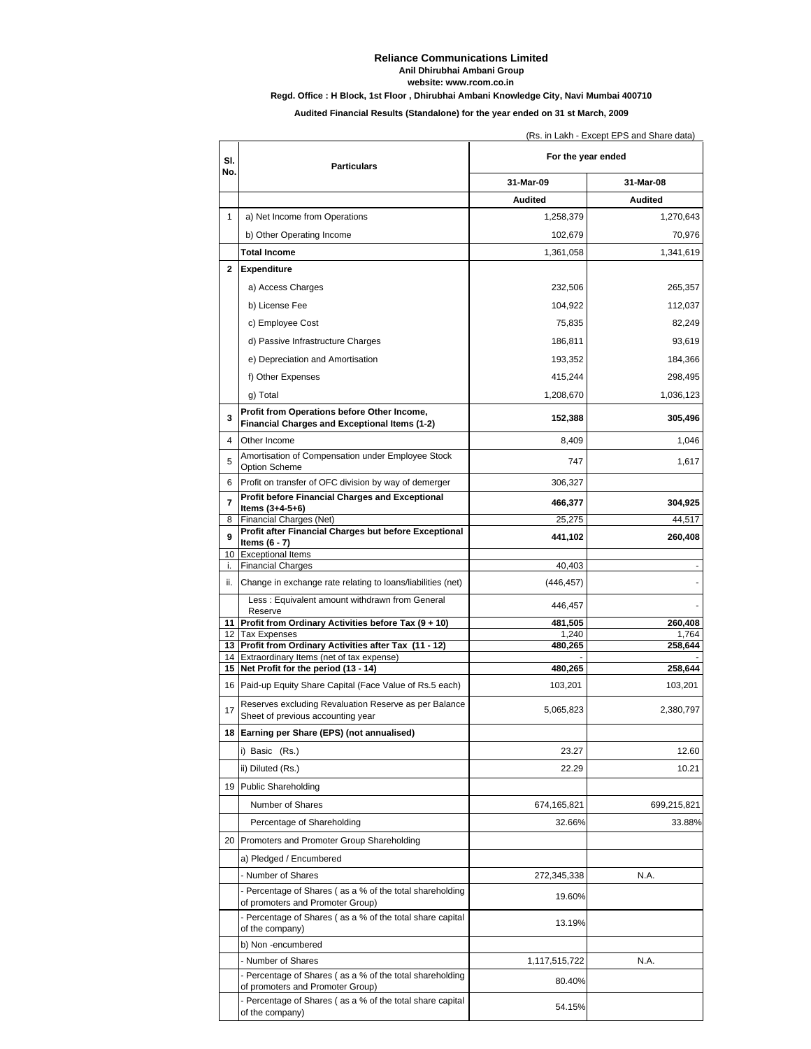# Reliance Communications Limited

**Anil Dhirubhai Ambani Group**

**website: www.rcom.co.in**

**Regd. Office : H Block, 1st Floor , Dhirubhai Ambani Knowledge City, Navi Mumbai 400710**

**Audited Financial Results (Standalone) for the year ended on 31 st March, 2009**

(Rs. in Lakh - Except EPS and Share data)

| Sl. No. | Particulars | For the year ended | |
|---|---|---|---|
| | | 31-Mar-09 | 31-Mar-08 |
| | | Audited | Audited |
| 1 | a) Net Income from Operations | 1,258,379 | 1,270,643 |
| | b) Other Operating Income | 102,679 | 70,976 |
| | **Total Income** | 1,361,058 | 1,341,619 |
| **2** | **Expenditure** | | |
| | a) Access Charges | 232,506 | 265,357 |
| | b) License Fee | 104,922 | 112,037 |
| | c) Employee Cost | 75,835 | 82,249 |
| | d) Passive Infrastructure Charges | 186,811 | 93,619 |
| | e) Depreciation and Amortisation | 193,352 | 184,366 |
| | f) Other Expenses | 415,244 | 298,495 |
| | g) Total | 1,208,670 | 1,036,123 |
| **3** | **Profit from Operations before Other Income, Financial Charges and Exceptional Items (1-2)** | **152,388** | **305,496** |
| 4 | Other Income | 8,409 | 1,046 |
| 5 | Amortisation of Compensation under Employee Stock Option Scheme | 747 | 1,617 |
| 6 | Profit on transfer of OFC division by way of demerger | 306,327 | |
| **7** | **Profit before Financial Charges and Exceptional Items (3+4-5+6)** | **466,377** | **304,925** |
| 8 | Financial Charges (Net) | 25,275 | 44,517 |
| **9** | **Profit after Financial Charges but before Exceptional Items (6 - 7)** | **441,102** | **260,408** |
| 10 | Exceptional Items | | |
| i. | Financial Charges | 40,403 | - |
| ii. | Change in exchange rate relating to loans/liabilities (net) | (446,457) | - |
| | Less : Equivalent amount withdrawn from General Reserve | 446,457 | - |
| **11** | **Profit from Ordinary Activities before Tax (9 + 10)** | **481,505** | **260,408** |
| 12 | Tax Expenses | 1,240 | 1,764 |
| **13** | **Profit from Ordinary Activities after Tax (11 - 12)** | **480,265** | **258,644** |
| 14 | Extraordinary Items (net of tax expense) | - | - |
| **15** | **Net Profit for the period (13 - 14)** | **480,265** | **258,644** |
| 16 | Paid-up Equity Share Capital (Face Value of Rs.5 each) | 103,201 | 103,201 |
| 17 | Reserves excluding Revaluation Reserve as per Balance Sheet of previous accounting year | 5,065,823 | 2,380,797 |
| **18** | **Earning per Share (EPS) (not annualised)** | | |
| | i) Basic (Rs.) | 23.27 | 12.60 |
| | ii) Diluted (Rs.) | 22.29 | 10.21 |
| 19 | Public Shareholding | | |
| | Number of Shares | 674,165,821 | 699,215,821 |
| | Percentage of Shareholding | 32.66% | 33.88% |
| 20 | Promoters and Promoter Group Shareholding | | |
| | a) Pledged / Encumbered | | |
| | - Number of Shares | 272,345,338 | N.A. |
| | - Percentage of Shares ( as a % of the total shareholding of promoters and Promoter Group) | 19.60% | |
| | - Percentage of Shares ( as a % of the total share capital of the company) | 13.19% | |
| | b) Non -encumbered | | |
| | - Number of Shares | 1,117,515,722 | N.A. |
| | - Percentage of Shares ( as a % of the total shareholding of promoters and Promoter Group) | 80.40% | |
| | - Percentage of Shares ( as a % of the total share capital of the company) | 54.15% | |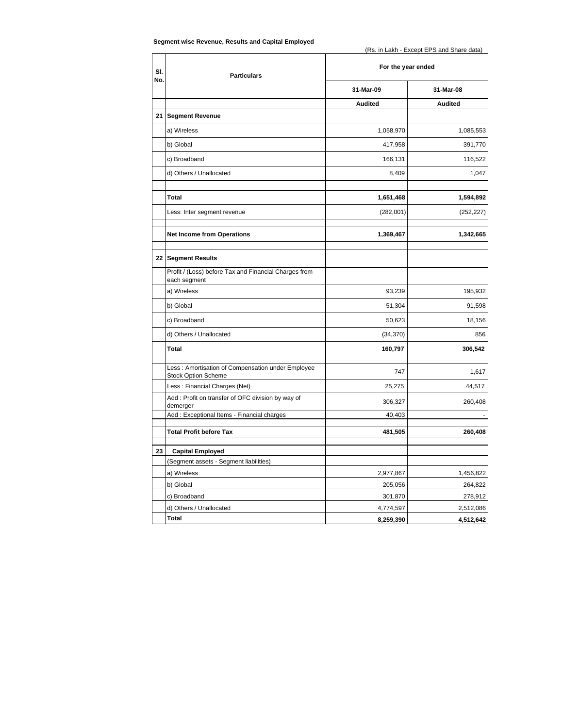**Segment wise Revenue, Results and Capital Employed**

(Rs. in Lakh - Except EPS and Share data)

| Sl. No. | Particulars | For the year ended | |
|---|---|---|---|
| | | 31-Mar-09 | 31-Mar-08 |
| | | **Audited** | **Audited** |
| **21** | **Segment Revenue** | | |
| | a) Wireless | 1,058,970 | 1,085,553 |
| | b) Global | 417,958 | 391,770 |
| | c) Broadband | 166,131 | 116,522 |
| | d) Others / Unallocated | 8,409 | 1,047 |
| | | | |
| | **Total** | **1,651,468** | **1,594,892** |
| | Less: Inter segment revenue | (282,001) | (252,227) |
| | | | |
| | **Net Income from Operations** | **1,369,467** | **1,342,665** |
| | | | |
| **22** | **Segment Results** | | |
| | Profit / (Loss) before Tax and Financial Charges from each segment | | |
| | a) Wireless | 93,239 | 195,932 |
| | b) Global | 51,304 | 91,598 |
| | c) Broadband | 50,623 | 18,156 |
| | d) Others / Unallocated | (34,370) | 856 |
| | **Total** | **160,797** | **306,542** |
| | | | |
| | Less : Amortisation of Compensation under Employee Stock Option Scheme | 747 | 1,617 |
| | Less : Financial Charges (Net) | 25,275 | 44,517 |
| | Add : Profit on transfer of OFC division by way of demerger | 306,327 | 260,408 |
| | Add : Exceptional Items - Financial charges | 40,403 | - |
| | | | |
| | **Total Profit before Tax** | **481,505** | **260,408** |
| | | | |
| **23** | **Capital Employed** | | |
| | (Segment assets - Segment liabilities) | | |
| | a) Wireless | 2,977,867 | 1,456,822 |
| | b) Global | 205,056 | 264,822 |
| | c) Broadband | 301,870 | 278,912 |
| | d) Others / Unallocated | 4,774,597 | 2,512,086 |
| | **Total** | **8,259,390** | **4,512,642** |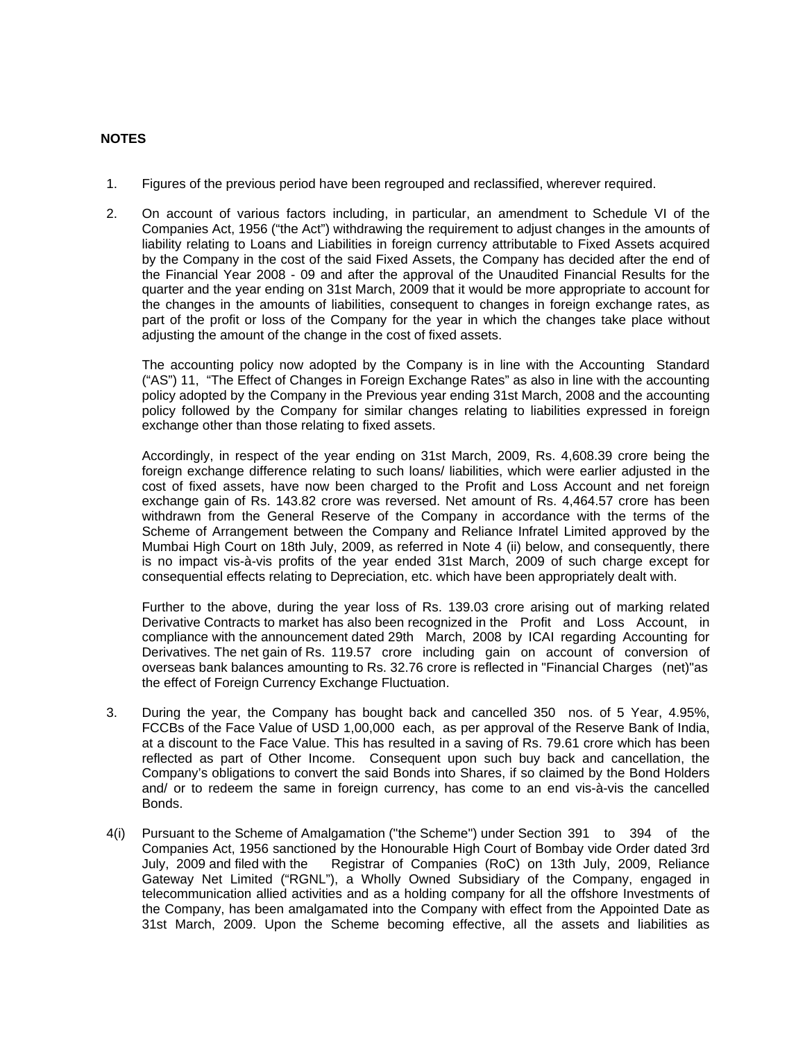**NOTES**

1. Figures of the previous period have been regrouped and reclassified, wherever required.

2. On account of various factors including, in particular, an amendment to Schedule VI of the Companies Act, 1956 ("the Act") withdrawing the requirement to adjust changes in the amounts of liability relating to Loans and Liabilities in foreign currency attributable to Fixed Assets acquired by the Company in the cost of the said Fixed Assets, the Company has decided after the end of the Financial Year 2008 - 09 and after the approval of the Unaudited Financial Results for the quarter and the year ending on 31st March, 2009 that it would be more appropriate to account for the changes in the amounts of liabilities, consequent to changes in foreign exchange rates, as part of the profit or loss of the Company for the year in which the changes take place without adjusting the amount of the change in the cost of fixed assets.

   The accounting policy now adopted by the Company is in line with the Accounting Standard ("AS") 11, "The Effect of Changes in Foreign Exchange Rates" as also in line with the accounting policy adopted by the Company in the Previous year ending 31st March, 2008 and the accounting policy followed by the Company for similar changes relating to liabilities expressed in foreign exchange other than those relating to fixed assets.

   Accordingly, in respect of the year ending on 31st March, 2009, Rs. 4,608.39 crore being the foreign exchange difference relating to such loans/ liabilities, which were earlier adjusted in the cost of fixed assets, have now been charged to the Profit and Loss Account and net foreign exchange gain of Rs. 143.82 crore was reversed. Net amount of Rs. 4,464.57 crore has been withdrawn from the General Reserve of the Company in accordance with the terms of the Scheme of Arrangement between the Company and Reliance Infratel Limited approved by the Mumbai High Court on 18th July, 2009, as referred in Note 4 (ii) below, and consequently, there is no impact vis-à-vis profits of the year ended 31st March, 2009 of such charge except for consequential effects relating to Depreciation, etc. which have been appropriately dealt with.

   Further to the above, during the year loss of Rs. 139.03 crore arising out of marking related Derivative Contracts to market has also been recognized in the Profit and Loss Account, in compliance with the announcement dated 29th March, 2008 by ICAI regarding Accounting for Derivatives. The net gain of Rs. 119.57 crore including gain on account of conversion of overseas bank balances amounting to Rs. 32.76 crore is reflected in "Financial Charges (net)"as the effect of Foreign Currency Exchange Fluctuation.

3. During the year, the Company has bought back and cancelled 350 nos. of 5 Year, 4.95%, FCCBs of the Face Value of USD 1,00,000 each, as per approval of the Reserve Bank of India, at a discount to the Face Value. This has resulted in a saving of Rs. 79.61 crore which has been reflected as part of Other Income. Consequent upon such buy back and cancellation, the Company's obligations to convert the said Bonds into Shares, if so claimed by the Bond Holders and/ or to redeem the same in foreign currency, has come to an end vis-à-vis the cancelled Bonds.

4(i) Pursuant to the Scheme of Amalgamation ("the Scheme") under Section 391 to 394 of the Companies Act, 1956 sanctioned by the Honourable High Court of Bombay vide Order dated 3rd July, 2009 and filed with the Registrar of Companies (RoC) on 13th July, 2009, Reliance Gateway Net Limited ("RGNL"), a Wholly Owned Subsidiary of the Company, engaged in telecommunication allied activities and as a holding company for all the offshore Investments of the Company, has been amalgamated into the Company with effect from the Appointed Date as 31st March, 2009. Upon the Scheme becoming effective, all the assets and liabilities as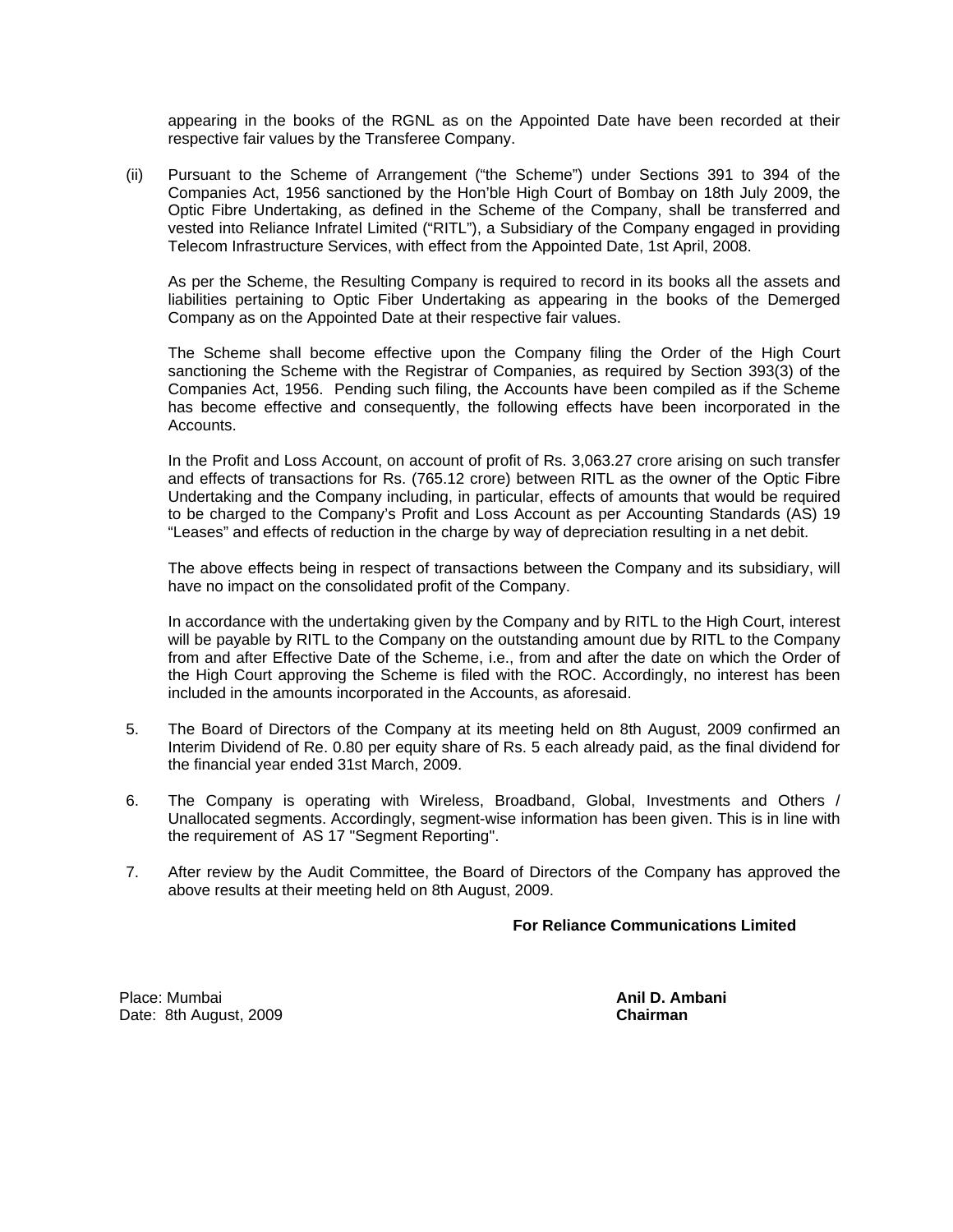appearing in the books of the RGNL as on the Appointed Date have been recorded at their respective fair values by the Transferee Company.

(ii) Pursuant to the Scheme of Arrangement ("the Scheme") under Sections 391 to 394 of the Companies Act, 1956 sanctioned by the Hon'ble High Court of Bombay on 18th July 2009, the Optic Fibre Undertaking, as defined in the Scheme of the Company, shall be transferred and vested into Reliance Infratel Limited ("RITL"), a Subsidiary of the Company engaged in providing Telecom Infrastructure Services, with effect from the Appointed Date, 1st April, 2008.

As per the Scheme, the Resulting Company is required to record in its books all the assets and liabilities pertaining to Optic Fiber Undertaking as appearing in the books of the Demerged Company as on the Appointed Date at their respective fair values.

The Scheme shall become effective upon the Company filing the Order of the High Court sanctioning the Scheme with the Registrar of Companies, as required by Section 393(3) of the Companies Act, 1956. Pending such filing, the Accounts have been compiled as if the Scheme has become effective and consequently, the following effects have been incorporated in the Accounts.

In the Profit and Loss Account, on account of profit of Rs. 3,063.27 crore arising on such transfer and effects of transactions for Rs. (765.12 crore) between RITL as the owner of the Optic Fibre Undertaking and the Company including, in particular, effects of amounts that would be required to be charged to the Company's Profit and Loss Account as per Accounting Standards (AS) 19 "Leases" and effects of reduction in the charge by way of depreciation resulting in a net debit.

The above effects being in respect of transactions between the Company and its subsidiary, will have no impact on the consolidated profit of the Company.

In accordance with the undertaking given by the Company and by RITL to the High Court, interest will be payable by RITL to the Company on the outstanding amount due by RITL to the Company from and after Effective Date of the Scheme, i.e., from and after the date on which the Order of the High Court approving the Scheme is filed with the ROC. Accordingly, no interest has been included in the amounts incorporated in the Accounts, as aforesaid.

5. The Board of Directors of the Company at its meeting held on 8th August, 2009 confirmed an Interim Dividend of Re. 0.80 per equity share of Rs. 5 each already paid, as the final dividend for the financial year ended 31st March, 2009.

6. The Company is operating with Wireless, Broadband, Global, Investments and Others / Unallocated segments. Accordingly, segment-wise information has been given. This is in line with the requirement of AS 17 "Segment Reporting".

7. After review by the Audit Committee, the Board of Directors of the Company has approved the above results at their meeting held on 8th August, 2009.

**For Reliance Communications Limited**

Place: Mumbai
Date: 8th August, 2009

**Anil D. Ambani**
**Chairman**